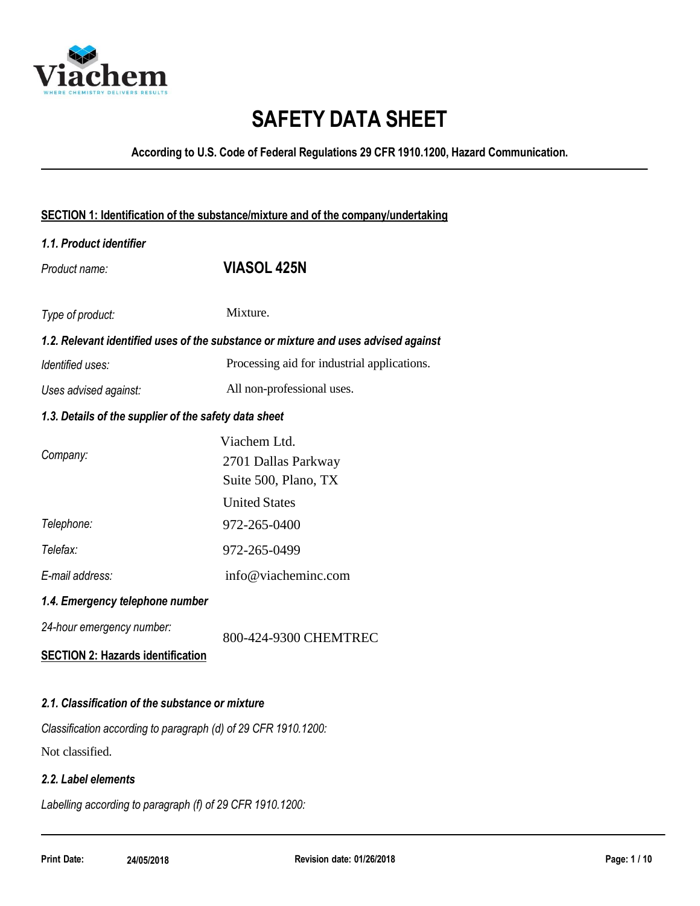Viachem

WHERE CHEMISTRY DELIVERS RESULTS

# SAFETY DATA SHEET

**According to U.S. Code of Federal Regulations 29 CFR 1910.1200, Hazard Communication.**

## SECTION 1: Identification of the substance/mixture and of the company/undertaking

### *1.1. Product identifier*

*Product name:* **VIASOL 425N**

*Type of product:* Mixture.

### *1.2. Relevant identified uses of the substance or mixture and uses advised against*

*Identified uses:* Processing aid for industrial applications.

*Uses advised against:* All non-professional uses.

### *1.3. Details of the supplier of the safety data sheet*

*Company:* Viachem Ltd.
2701 Dallas Parkway
Suite 500, Plano, TX
United States

*Telephone:* 972-265-0400

*Telefax:* 972-265-0499

*E-mail address:* info@viacheminc.com

### *1.4. Emergency telephone number*

*24-hour emergency number:* 800-424-9300 CHEMTREC

## SECTION 2: Hazards identification

### *2.1. Classification of the substance or mixture*

*Classification according to paragraph (d) of 29 CFR 1910.1200:*

Not classified.

### *2.2. Label elements*

*Labelling according to paragraph (f) of 29 CFR 1910.1200:*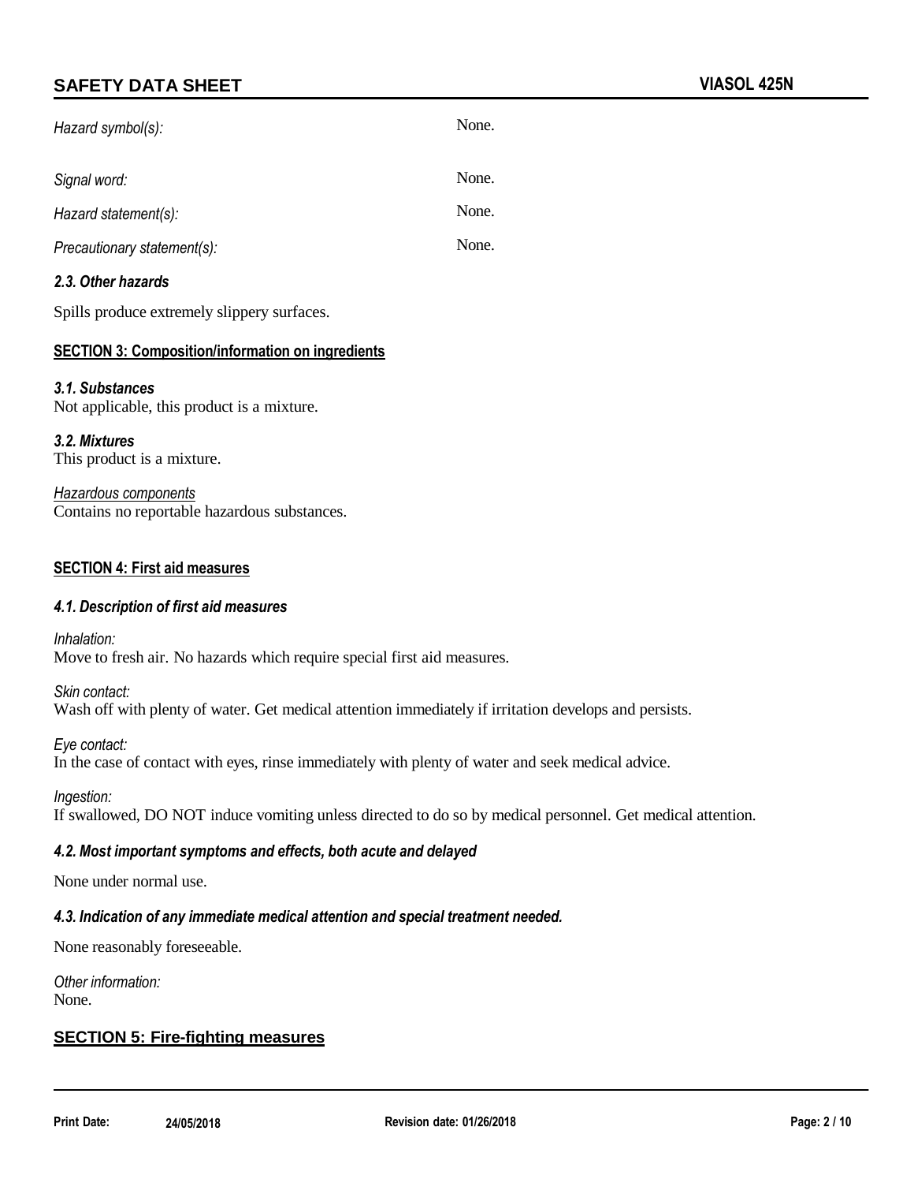*Hazard symbol(s):* None.

*Signal word:* None.

*Hazard statement(s):* None.

*Precautionary statement(s):* None.

### *2.3. Other hazards*

Spills produce extremely slippery surfaces.

## SECTION 3: Composition/information on ingredients

### *3.1. Substances*

Not applicable, this product is a mixture.

### *3.2. Mixtures*

This product is a mixture.

*Hazardous components*

Contains no reportable hazardous substances.

## SECTION 4: First aid measures

### *4.1. Description of first aid measures*

*Inhalation:*
Move to fresh air. No hazards which require special first aid measures.

*Skin contact:*
Wash off with plenty of water. Get medical attention immediately if irritation develops and persists.

*Eye contact:*
In the case of contact with eyes, rinse immediately with plenty of water and seek medical advice.

*Ingestion:*
If swallowed, DO NOT induce vomiting unless directed to do so by medical personnel. Get medical attention.

### *4.2. Most important symptoms and effects, both acute and delayed*

None under normal use.

### *4.3. Indication of any immediate medical attention and special treatment needed.*

None reasonably foreseeable.

*Other information:*
None.

## SECTION 5: Fire-fighting measures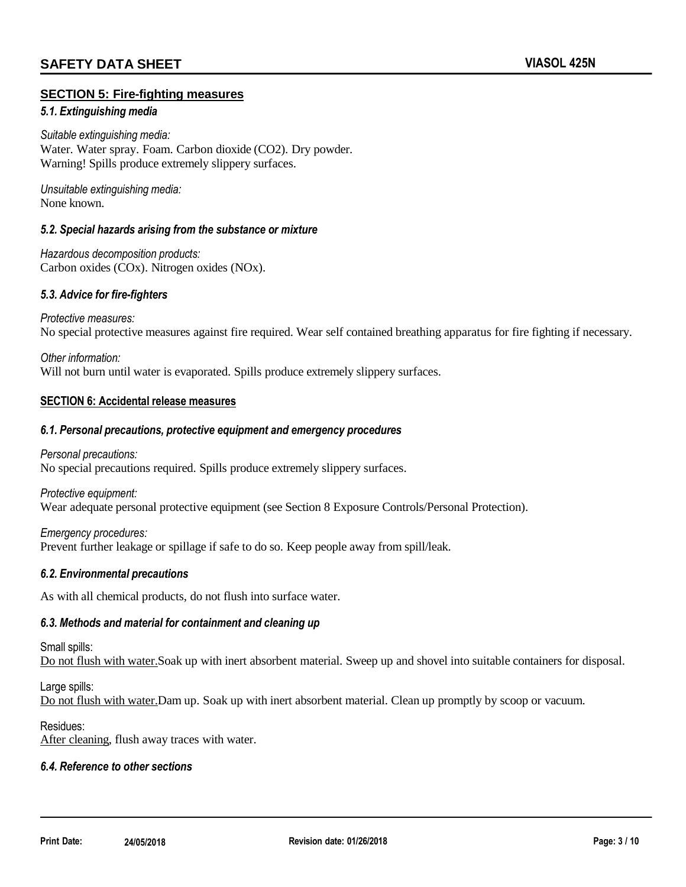## SECTION 5: Fire-fighting measures

### *5.1. Extinguishing media*

*Suitable extinguishing media:*
Water. Water spray. Foam. Carbon dioxide ($CO_2$). Dry powder.
Warning! Spills produce extremely slippery surfaces.

*Unsuitable extinguishing media:*
None known.

### *5.2. Special hazards arising from the substance or mixture*

*Hazardous decomposition products:*
Carbon oxides ($CO_x$). Nitrogen oxides ($NO_x$).

### *5.3. Advice for fire-fighters*

*Protective measures:*
No special protective measures against fire required. Wear self contained breathing apparatus for fire fighting if necessary.

*Other information:*
Will not burn until water is evaporated. Spills produce extremely slippery surfaces.

## SECTION 6: Accidental release measures

### *6.1. Personal precautions, protective equipment and emergency procedures*

*Personal precautions:*
No special precautions required. Spills produce extremely slippery surfaces.

*Protective equipment:*
Wear adequate personal protective equipment (see Section 8 Exposure Controls/Personal Protection).

*Emergency procedures:*
Prevent further leakage or spillage if safe to do so. Keep people away from spill/leak.

### *6.2. Environmental precautions*

As with all chemical products, do not flush into surface water.

### *6.3. Methods and material for containment and cleaning up*

Small spills:
Do not flush with water.Soak up with inert absorbent material. Sweep up and shovel into suitable containers for disposal.

Large spills:
Do not flush with water.Dam up. Soak up with inert absorbent material. Clean up promptly by scoop or vacuum.

Residues:
After cleaning, flush away traces with water.

### *6.4. Reference to other sections*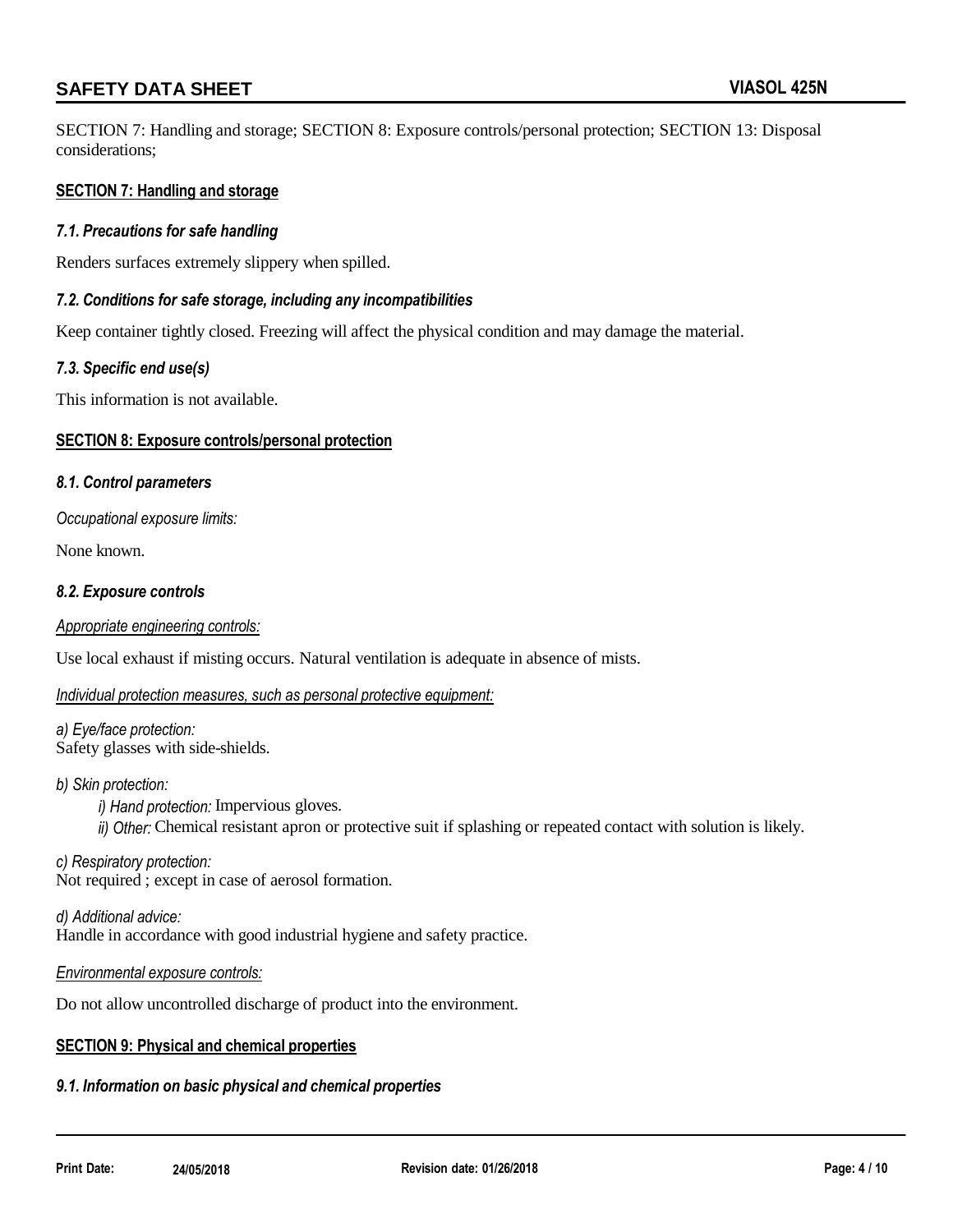SECTION 7: Handling and storage; SECTION 8: Exposure controls/personal protection; SECTION 13: Disposal considerations;

## SECTION 7: Handling and storage

### *7.1. Precautions for safe handling*

Renders surfaces extremely slippery when spilled.

### *7.2. Conditions for safe storage, including any incompatibilities*

Keep container tightly closed. Freezing will affect the physical condition and may damage the material.

### *7.3. Specific end use(s)*

This information is not available.

## SECTION 8: Exposure controls/personal protection

### *8.1. Control parameters*

*Occupational exposure limits:*

None known.

### *8.2. Exposure controls*

*Appropriate engineering controls:*

Use local exhaust if misting occurs. Natural ventilation is adequate in absence of mists.

*Individual protection measures, such as personal protective equipment:*

*a) Eye/face protection:*
Safety glasses with side-shields.

*b) Skin protection:*

- *i) Hand protection:* Impervious gloves.
- *ii) Other:* Chemical resistant apron or protective suit if splashing or repeated contact with solution is likely.

*c) Respiratory protection:*
Not required ; except in case of aerosol formation.

*d) Additional advice:*
Handle in accordance with good industrial hygiene and safety practice.

*Environmental exposure controls:*

Do not allow uncontrolled discharge of product into the environment.

## SECTION 9: Physical and chemical properties

### *9.1. Information on basic physical and chemical properties*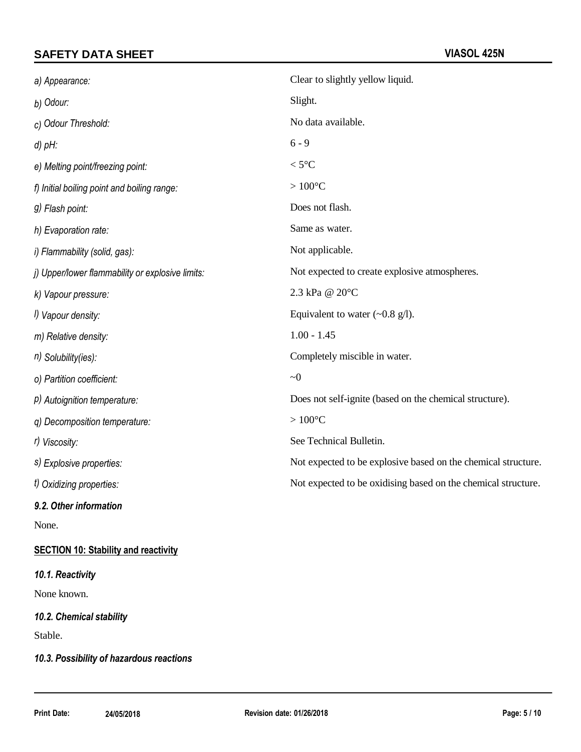| | |
|---|---|
| *a) Appearance:* | Clear to slightly yellow liquid. |
| *b) Odour:* | Slight. |
| *c) Odour Threshold:* | No data available. |
| *d) pH:* | 6 - 9 |
| *e) Melting point/freezing point:* | < 5°C |
| *f) Initial boiling point and boiling range:* | > 100°C |
| *g) Flash point:* | Does not flash. |
| *h) Evaporation rate:* | Same as water. |
| *i) Flammability (solid, gas):* | Not applicable. |
| *j) Upper/lower flammability or explosive limits:* | Not expected to create explosive atmospheres. |
| *k) Vapour pressure:* | 2.3 kPa @ 20°C |
| *l) Vapour density:* | Equivalent to water (~0.8 g/l). |
| *m) Relative density:* | 1.00 - 1.45 |
| *n) Solubility(ies):* | Completely miscible in water. |
| *o) Partition coefficient:* | ~0 |
| *p) Autoignition temperature:* | Does not self-ignite (based on the chemical structure). |
| *q) Decomposition temperature:* | > 100°C |
| *r) Viscosity:* | See Technical Bulletin. |
| *s) Explosive properties:* | Not expected to be explosive based on the chemical structure. |
| *t) Oxidizing properties:* | Not expected to be oxidising based on the chemical structure. |

### *9.2. Other information*

None.

## SECTION 10: Stability and reactivity

### *10.1. Reactivity*

None known.

### *10.2. Chemical stability*

Stable.

### *10.3. Possibility of hazardous reactions*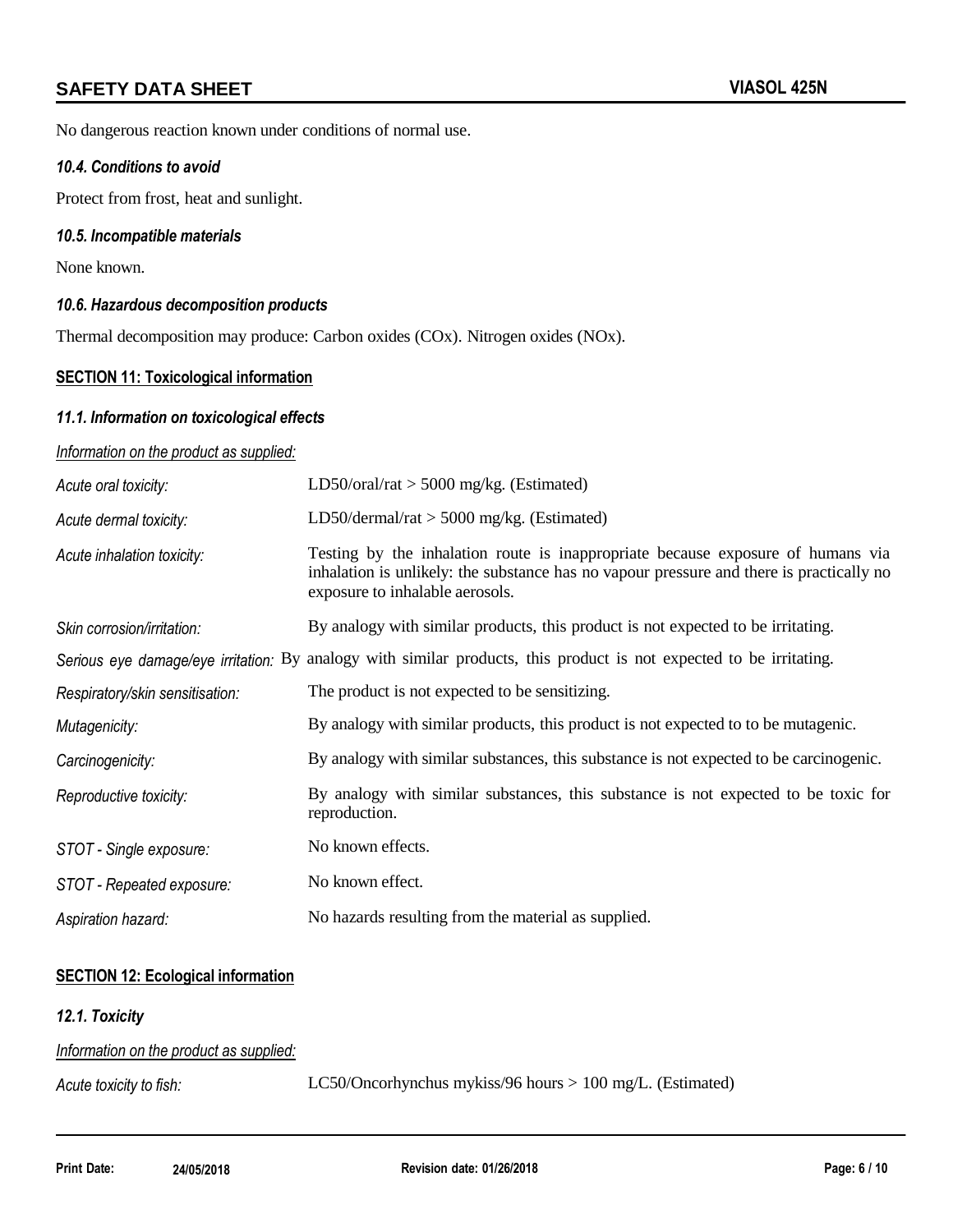No dangerous reaction known under conditions of normal use.

### *10.4. Conditions to avoid*

Protect from frost, heat and sunlight.

### *10.5. Incompatible materials*

None known.

### *10.6. Hazardous decomposition products*

Thermal decomposition may produce: Carbon oxides (COx). Nitrogen oxides (NOx).

## SECTION 11: Toxicological information

### *11.1. Information on toxicological effects*

*Information on the product as supplied:*

| | |
|---|---|
| *Acute oral toxicity:* | LD50/oral/rat > 5000 mg/kg. (Estimated) |
| *Acute dermal toxicity:* | LD50/dermal/rat > 5000 mg/kg. (Estimated) |
| *Acute inhalation toxicity:* | Testing by the inhalation route is inappropriate because exposure of humans via inhalation is unlikely: the substance has no vapour pressure and there is practically no exposure to inhalable aerosols. |
| *Skin corrosion/irritation:* | By analogy with similar products, this product is not expected to be irritating. |
| *Serious eye damage/eye irritation:* | By analogy with similar products, this product is not expected to be irritating. |
| *Respiratory/skin sensitisation:* | The product is not expected to be sensitizing. |
| *Mutagenicity:* | By analogy with similar products, this product is not expected to to be mutagenic. |
| *Carcinogenicity:* | By analogy with similar substances, this substance is not expected to be carcinogenic. |
| *Reproductive toxicity:* | By analogy with similar substances, this substance is not expected to be toxic for reproduction. |
| *STOT - Single exposure:* | No known effects. |
| *STOT - Repeated exposure:* | No known effect. |
| *Aspiration hazard:* | No hazards resulting from the material as supplied. |

## SECTION 12: Ecological information

### *12.1. Toxicity*

*Information on the product as supplied:*

| | |
|---|---|
| *Acute toxicity to fish:* | LC50/Oncorhynchus mykiss/96 hours > 100 mg/L. (Estimated) |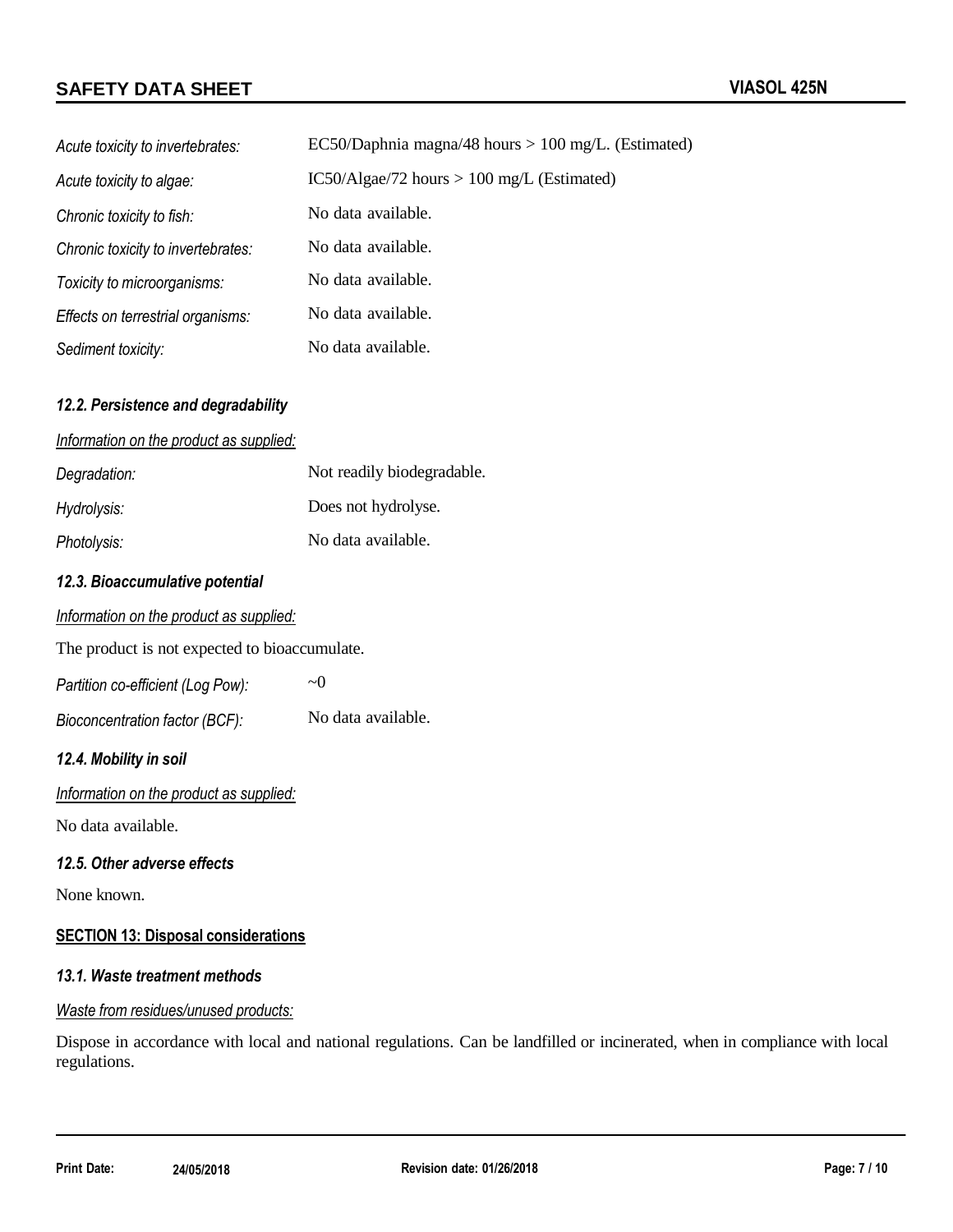| | |
|---|---|
| *Acute toxicity to invertebrates:* | EC50/Daphnia magna/48 hours > 100 mg/L. (Estimated) |
| *Acute toxicity to algae:* | IC50/Algae/72 hours > 100 mg/L (Estimated) |
| *Chronic toxicity to fish:* | No data available. |
| *Chronic toxicity to invertebrates:* | No data available. |
| *Toxicity to microorganisms:* | No data available. |
| *Effects on terrestrial organisms:* | No data available. |
| *Sediment toxicity:* | No data available. |

### *12.2. Persistence and degradability*

*Information on the product as supplied:*

| | |
|---|---|
| *Degradation:* | Not readily biodegradable. |
| *Hydrolysis:* | Does not hydrolyse. |
| *Photolysis:* | No data available. |

### *12.3. Bioaccumulative potential*

*Information on the product as supplied:*

The product is not expected to bioaccumulate.

| | |
|---|---|
| *Partition co-efficient (Log Pow):* | ~0 |
| *Bioconcentration factor (BCF):* | No data available. |

### *12.4. Mobility in soil*

*Information on the product as supplied:*

No data available.

### *12.5. Other adverse effects*

None known.

## SECTION 13: Disposal considerations

### *13.1. Waste treatment methods*

*Waste from residues/unused products:*

Dispose in accordance with local and national regulations. Can be landfilled or incinerated, when in compliance with local regulations.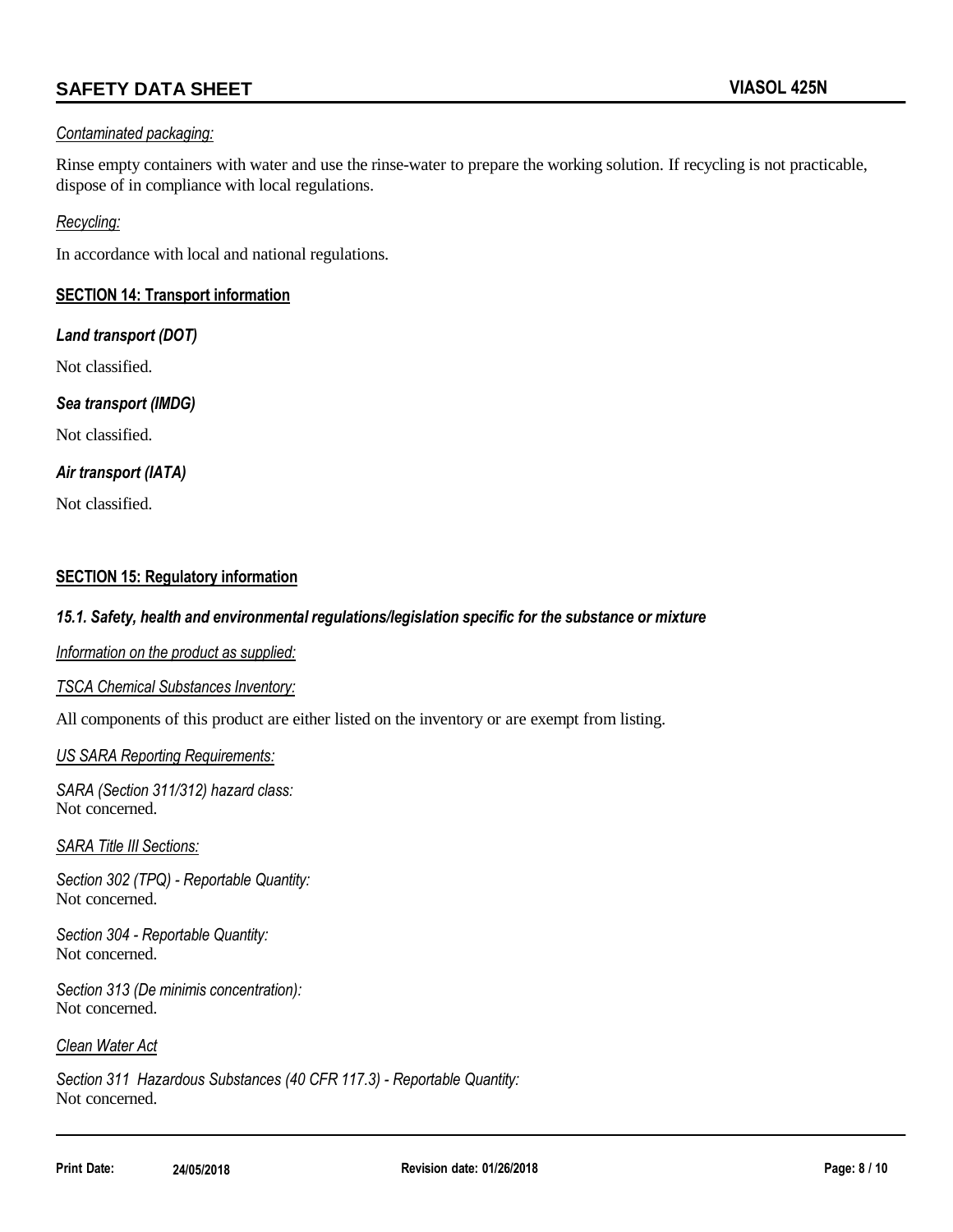*Contaminated packaging:*

Rinse empty containers with water and use the rinse-water to prepare the working solution. If recycling is not practicable, dispose of in compliance with local regulations.

*Recycling:*

In accordance with local and national regulations.

## SECTION 14: Transport information

***Land transport (DOT)***

Not classified.

***Sea transport (IMDG)***

Not classified.

***Air transport (IATA)***

Not classified.

## SECTION 15: Regulatory information

***15.1. Safety, health and environmental regulations/legislation specific for the substance or mixture***

*Information on the product as supplied:*

*TSCA Chemical Substances Inventory:*

All components of this product are either listed on the inventory or are exempt from listing.

*US SARA Reporting Requirements:*

*SARA (Section 311/312) hazard class:*
Not concerned.

*SARA Title III Sections:*

*Section 302 (TPQ) - Reportable Quantity:*
Not concerned.

*Section 304 - Reportable Quantity:*
Not concerned.

*Section 313 (De minimis concentration):*
Not concerned.

*Clean Water Act*

*Section 311 Hazardous Substances (40 CFR 117.3) - Reportable Quantity:*
Not concerned.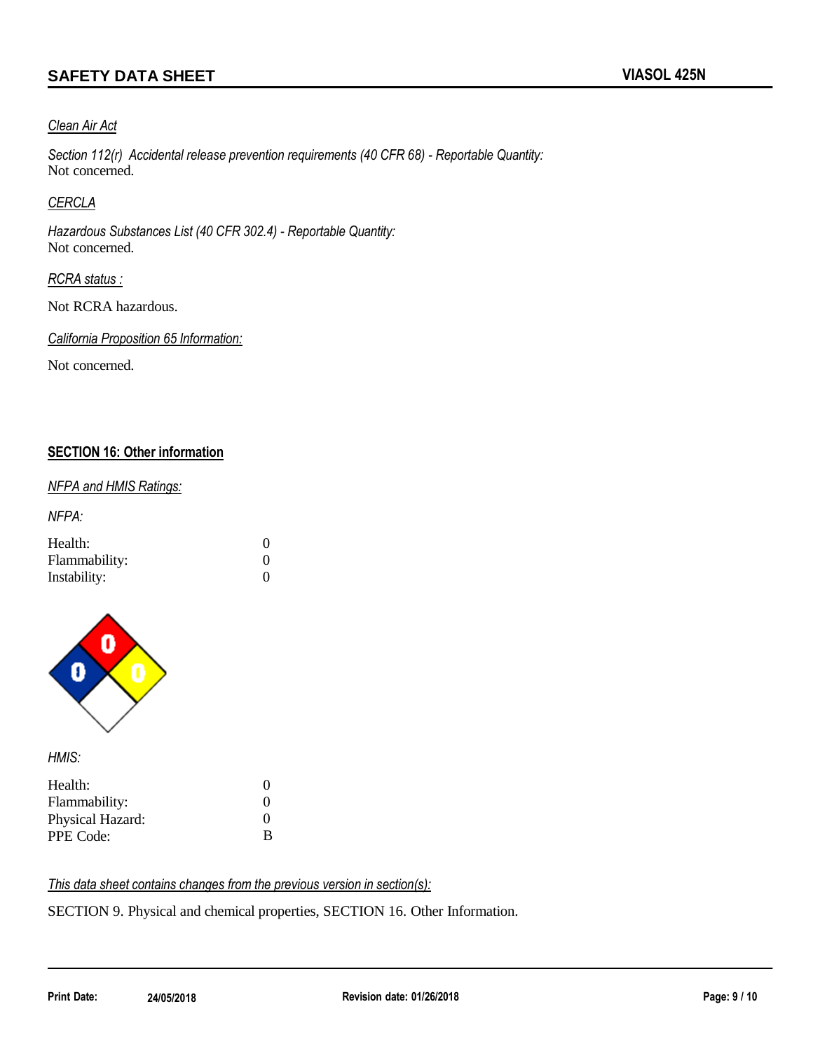*Clean Air Act*

*Section 112(r) Accidental release prevention requirements (40 CFR 68) - Reportable Quantity:*
Not concerned.

*CERCLA*

*Hazardous Substances List (40 CFR 302.4) - Reportable Quantity:*
Not concerned.

*RCRA status :*

Not RCRA hazardous.

*California Proposition 65 Information:*

Not concerned.

## SECTION 16: Other information

*NFPA and HMIS Ratings:*

*NFPA:*

| | |
|---|---|
| Health: | 0 |
| Flammability: | 0 |
| Instability: | 0 |

*HMIS:*

| | |
|---|---|
| Health: | 0 |
| Flammability: | 0 |
| Physical Hazard: | 0 |
| PPE Code: | B |

*This data sheet contains changes from the previous version in section(s):*

SECTION 9. Physical and chemical properties, SECTION 16. Other Information.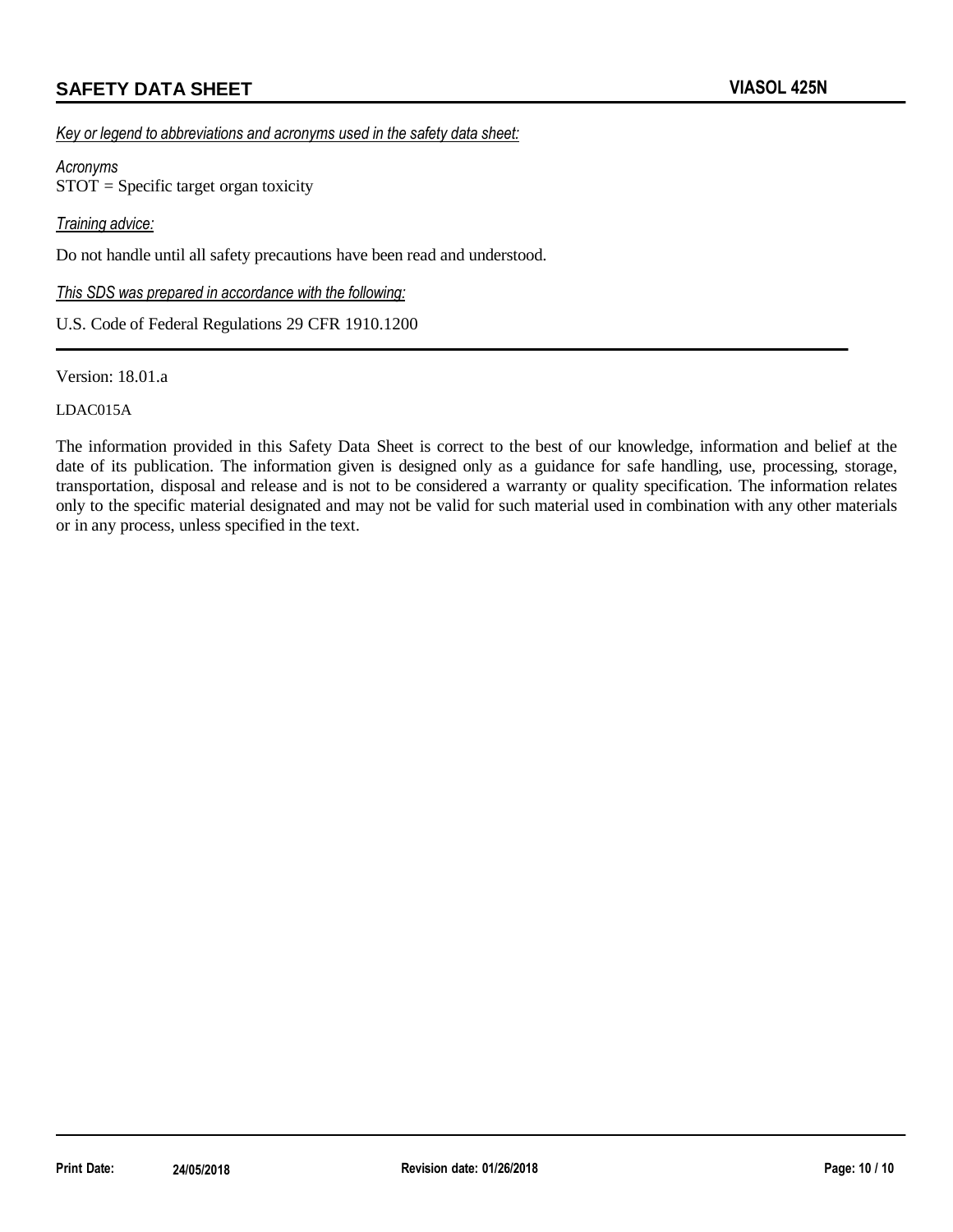*Key or legend to abbreviations and acronyms used in the safety data sheet:*

*Acronyms*
STOT = Specific target organ toxicity

*Training advice:*

Do not handle until all safety precautions have been read and understood.

*This SDS was prepared in accordance with the following:*

U.S. Code of Federal Regulations 29 CFR 1910.1200

---

Version: 18.01.a

LDAC015A

The information provided in this Safety Data Sheet is correct to the best of our knowledge, information and belief at the date of its publication. The information given is designed only as a guidance for safe handling, use, processing, storage, transportation, disposal and release and is not to be considered a warranty or quality specification. The information relates only to the specific material designated and may not be valid for such material used in combination with any other materials or in any process, unless specified in the text.